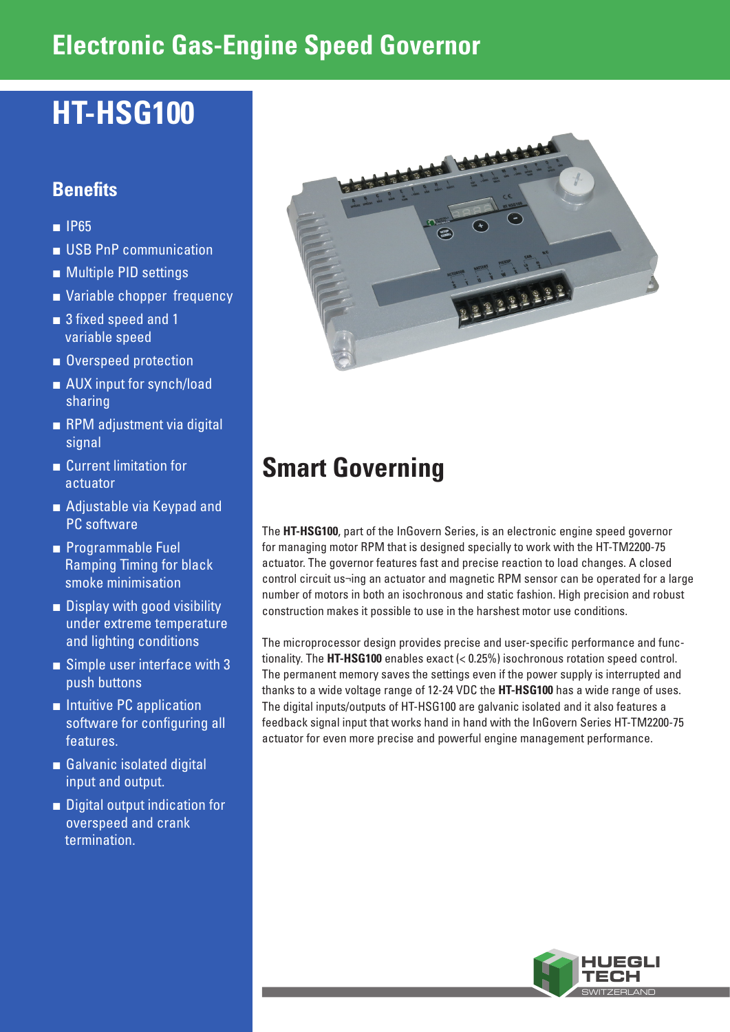# Electronic Gas-Engine Speed Governor

# HT-HSG100

## Benefits

- IP65
- USB PnP communication
- Multiple PID settings
- Variable chopper frequency
- 3 fixed speed and 1 variable speed
- Overspeed protection
- AUX input for synch/load sharing
- RPM adjustment via digital signal
- Current limitation for actuator
- Adjustable via Keypad and PC software
- Programmable Fuel Ramping Timing for black smoke minimisation
- Display with good visibility under extreme temperature and lighting conditions
- Simple user interface with 3 push buttons
- Intuitive PC application software for configuring all features.
- Galvanic isolated digital input and output.
- Digital output indication for overspeed and crank termination.

## Smart Governing

The **HT-HSG100**, part of the InGovern Series, is an electronic engine speed governor for managing motor RPM that is designed specially to work with the HT-TM2200-75 actuator. The governor features fast and precise reaction to load changes. A closed control circuit us¬ing an actuator and magnetic RPM sensor can be operated for a large number of motors in both an isochronous and static fashion. High precision and robust construction makes it possible to use in the harshest motor use conditions.

The microprocessor design provides precise and user-specific performance and functionality. The **HT-HSG100** enables exact (< 0.25%) isochronous rotation speed control. The permanent memory saves the settings even if the power supply is interrupted and thanks to a wide voltage range of 12-24 VDC the **HT-HSG100** has a wide range of uses. The digital inputs/outputs of HT-HSG100 are galvanic isolated and it also features a feedback signal input that works hand in hand with the InGovern Series HT-TM2200-75 actuator for even more precise and powerful engine management performance.

HUEGLI TECH SWITZERLAND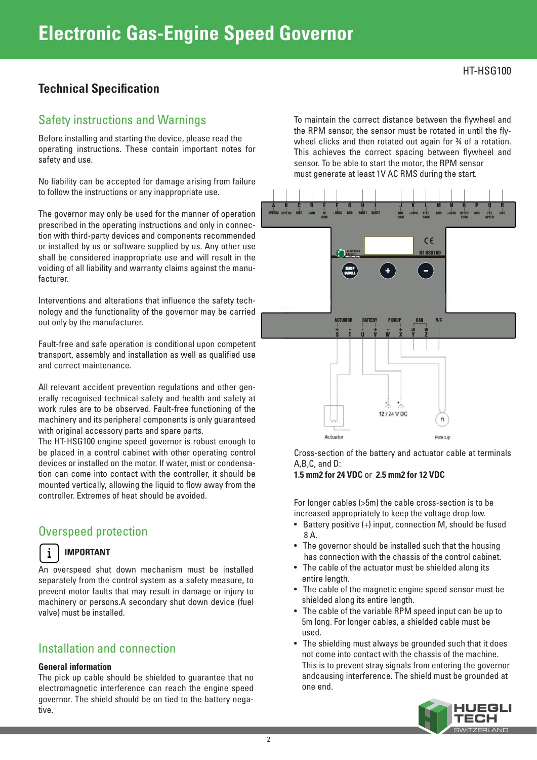# Electronic Gas-Engine Speed Governor

HT-HSG100

## Technical Specification

### Safety instructions and Warnings

Before installing and starting the device, please read the operating instructions. These contain important notes for safety and use.

No liability can be accepted for damage arising from failure to follow the instructions or any inappropriate use.

The governor may only be used for the manner of operation prescribed in the operating instructions and only in connection with third-party devices and components recommended or installed by us or software supplied by us. Any other use shall be considered inappropriate use and will result in the voiding of all liability and warranty claims against the manufacturer.

Interventions and alterations that influence the safety technology and the functionality of the governor may be carried out only by the manufacturer.

Fault-free and safe operation is conditional upon competent transport, assembly and installation as well as qualified use and correct maintenance.

All relevant accident prevention regulations and other generally recognised technical safety and health and safety at work rules are to be observed. Fault-free functioning of the machinery and its peripheral components is only guaranteed with original accessory parts and spare parts.
The HT-HSG100 engine speed governor is robust enough to be placed in a control cabinet with other operating control devices or installed on the motor. If water, mist or condensation can come into contact with the controller, it should be mounted vertically, allowing the liquid to flow away from the controller. Extremes of heat should be avoided.

### Overspeed protection

**IMPORTANT**

An overspeed shut down mechanism must be installed separately from the control system as a safety measure, to prevent motor faults that may result in damage or injury to machinery or persons.A secondary shut down device (fuel valve) must be installed.

### Installation and connection

**General information**

The pick up cable should be shielded to guarantee that no electromagnetic interference can reach the engine speed governor. The shield should be on tied to the battery negative.

To maintain the correct distance between the flywheel and the RPM sensor, the sensor must be rotated in until the flywheel clicks and then rotated out again for ¾ of a rotation. This achieves the correct spacing between flywheel and sensor. To be able to start the motor, the RPM sensor must generate at least 1V AC RMS during the start.

Cross-section of the battery and actuator cable at terminals A,B,C, and D:
**1.5 mm2 for 24 VDC** or **2.5 mm2 for 12 VDC**

For longer cables (>5m) the cable cross-section is to be increased appropriately to keep the voltage drop low.

- Battery positive (+) input, connection M, should be fused 8 A.
- The governor should be installed such that the housing has connection with the chassis of the control cabinet.
- The cable of the actuator must be shielded along its entire length.
- The cable of the magnetic engine speed sensor must be shielded along its entire length.
- The cable of the variable RPM speed input can be up to 5m long. For longer cables, a shielded cable must be used.
- The shielding must always be grounded such that it does not come into contact with the chassis of the machine. This is to prevent stray signals from entering the governor andcausing interference. The shield must be grounded at one end.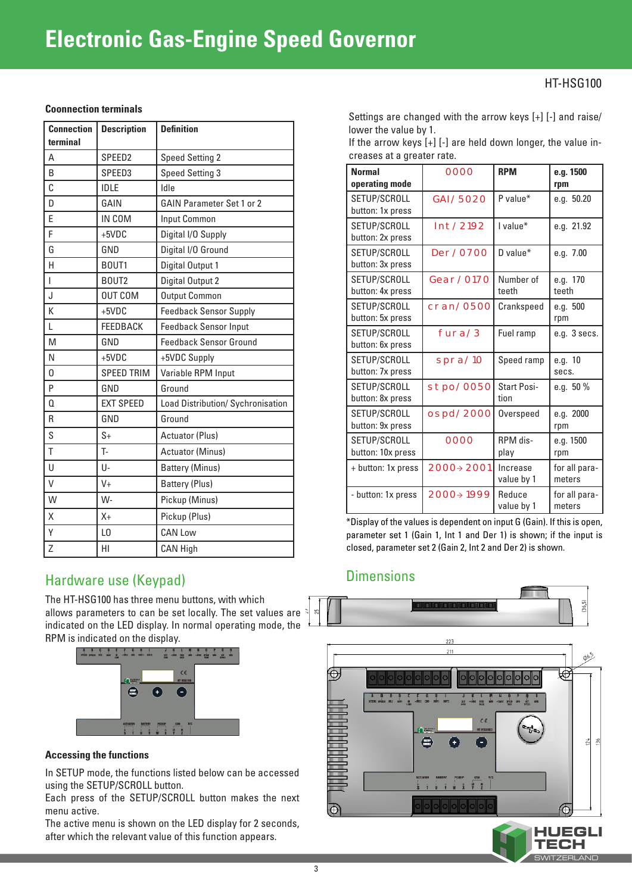# Electronic Gas-Engine Speed Governor

HT-HSG100

### Coonnection terminals

| Connection terminal | Description | Definition |
|---|---|---|
| A | SPEED2 | Speed Setting 2 |
| B | SPEED3 | Speed Setting 3 |
| C | IDLE | Idle |
| D | GAIN | GAIN Parameter Set 1 or 2 |
| E | IN COM | Input Common |
| F | +5VDC | Digital I/O Supply |
| G | GND | Digital I/O Ground |
| H | BOUT1 | Digital Output 1 |
| I | BOUT2 | Digital Output 2 |
| J | OUT COM | Output Common |
| K | +5VDC | Feedback Sensor Supply |
| L | FEEDBACK | Feedback Sensor Input |
| M | GND | Feedback Sensor Ground |
| N | +5VDC | +5VDC Supply |
| O | SPEED TRIM | Variable RPM Input |
| P | GND | Ground |
| Q | EXT SPEED | Load Distribution/ Sychronisation |
| R | GND | Ground |
| S | S+ | Actuator (Plus) |
| T | T- | Actuator (Minus) |
| U | U- | Battery (Minus) |
| V | V+ | Battery (Plus) |
| W | W- | Pickup (Minus) |
| X | X+ | Pickup (Plus) |
| Y | LO | CAN Low |
| Z | HI | CAN High |

## Hardware use (Keypad)

The HT-HSG100 has three menu buttons, with which allows parameters to can be set locally. The set values are indicated on the LED display. In normal operating mode, the RPM is indicated on the display.

### Accessing the functions

In SETUP mode, the functions listed below can be accessed using the SETUP/SCROLL button.
Each press of the SETUP/SCROLL button makes the next menu active.
The active menu is shown on the LED display for 2 seconds, after which the relevant value of this function appears.

Settings are changed with the arrow keys [+] [-] and raise/lower the value by 1.
If the arrow keys [+] [-] are held down longer, the value increases at a greater rate.

| Normal operating mode | 0000 | RPM | e.g. 1500 rpm |
|---|---|---|---|
| SETUP/SCROLL button: 1x press | GAI/ 5020 | P value* | e.g. 50.20 |
| SETUP/SCROLL button: 2x press | Int / 2192 | I value* | e.g. 21.92 |
| SETUP/SCROLL button: 3x press | Der / 0700 | D value* | e.g. 7.00 |
| SETUP/SCROLL button: 4x press | Gear / 0170 | Number of teeth | e.g. 170 teeth |
| SETUP/SCROLL button: 5x press | cran/ 0500 | Crankspeed | e.g. 500 rpm |
| SETUP/SCROLL button: 6x press | fura/ 3 | Fuel ramp | e.g. 3 secs. |
| SETUP/SCROLL button: 7x press | spra/ 10 | Speed ramp | e.g. 10 secs. |
| SETUP/SCROLL button: 8x press | stpo/ 0050 | Start Position | e.g. 50 % |
| SETUP/SCROLL button: 9x press | ospd/ 2000 | Overspeed | e.g. 2000 rpm |
| SETUP/SCROLL button: 10x press | 0000 | RPM display | e.g. 1500 rpm |
| + button: 1x press | 2000→ 2001 | Increase value by 1 | for all parameters |
| - button: 1x press | 2000→ 1999 | Reduce value by 1 | for all parameters |

*Display of the values is dependent on input G (Gain). If this is open, parameter set 1 (Gain 1, Int 1 and Der 1) is shown; if the input is closed, parameter set 2 (Gain 2, Int 2 and Der 2) is shown.

## Dimensions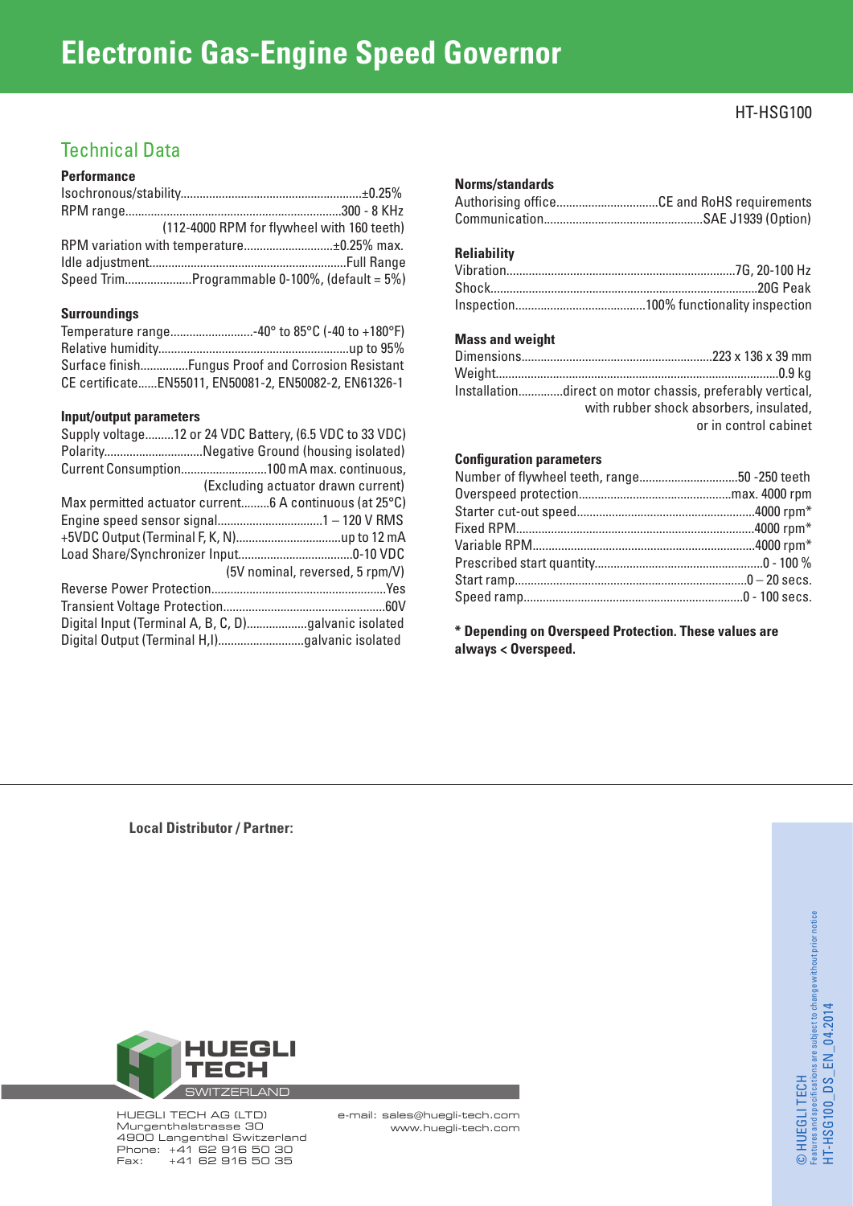# Electronic Gas-Engine Speed Governor

HT-HSG100

## Technical Data

### Performance

| | |
|---|---|
| Isochronous/stability | ±0.25% |
| RPM range | 300 - 8 KHz (112-4000 RPM for flywheel with 160 teeth) |
| RPM variation with temperature | ±0.25% max. |
| Idle adjustment | Full Range |
| Speed Trim | Programmable 0-100%, (default = 5%) |

### Surroundings

| | |
|---|---|
| Temperature range | -40° to 85°C (-40 to +180°F) |
| Relative humidity | up to 95% |
| Surface finish | Fungus Proof and Corrosion Resistant |
| CE certificate | EN55011, EN50081-2, EN50082-2, EN61326-1 |

### Input/output parameters

| | |
|---|---|
| Supply voltage | 12 or 24 VDC Battery, (6.5 VDC to 33 VDC) |
| Polarity | Negative Ground (housing isolated) |
| Current Consumption | 100 mA max. continuous, (Excluding actuator drawn current) |
| Max permitted actuator current | 6 A continuous (at 25°C) |
| Engine speed sensor signal | 1 – 120 V RMS |
| +5VDC Output (Terminal F, K, N) | up to 12 mA |
| Load Share/Synchronizer Input | 0-10 VDC (5V nominal, reversed, 5 rpm/V) |
| Reverse Power Protection | Yes |
| Transient Voltage Protection | 60V |
| Digital Input (Terminal A, B, C, D) | galvanic isolated |
| Digital Output (Terminal H,I) | galvanic isolated |

### Norms/standards

| | |
|---|---|
| Authorising office | CE and RoHS requirements |
| Communication | SAE J1939 (Option) |

### Reliability

| | |
|---|---|
| Vibration | 7G, 20-100 Hz |
| Shock | 20G Peak |
| Inspection | 100% functionality inspection |

### Mass and weight

| | |
|---|---|
| Dimensions | 223 x 136 x 39 mm |
| Weight | 0.9 kg |
| Installation | direct on motor chassis, preferably vertical, with rubber shock absorbers, insulated, or in control cabinet |

### Configuration parameters

| | |
|---|---|
| Number of flywheel teeth, range | 50 -250 teeth |
| Overspeed protection | max. 4000 rpm |
| Starter cut-out speed | 4000 rpm* |
| Fixed RPM | 4000 rpm* |
| Variable RPM | 4000 rpm* |
| Prescribed start quantity | 0 - 100 % |
| Start ramp | 0 – 20 secs. |
| Speed ramp | 0 - 100 secs. |

**\* Depending on Overspeed Protection. These values are always < Overspeed.**

**Local Distributor / Partner:**

HUEGLI TECH SWITZERLAND

HUEGLI TECH AG (LTD)
Murgenthalstrasse 30
4900 Langenthal Switzerland
Phone: +41 62 916 50 30
Fax: +41 62 916 50 35

e-mail: sales@huegli-tech.com
www.huegli-tech.com

© HUEGLI TECH
Features and specifications are subject to change without prior notice
HT-HSG100_DS_EN_04.2014